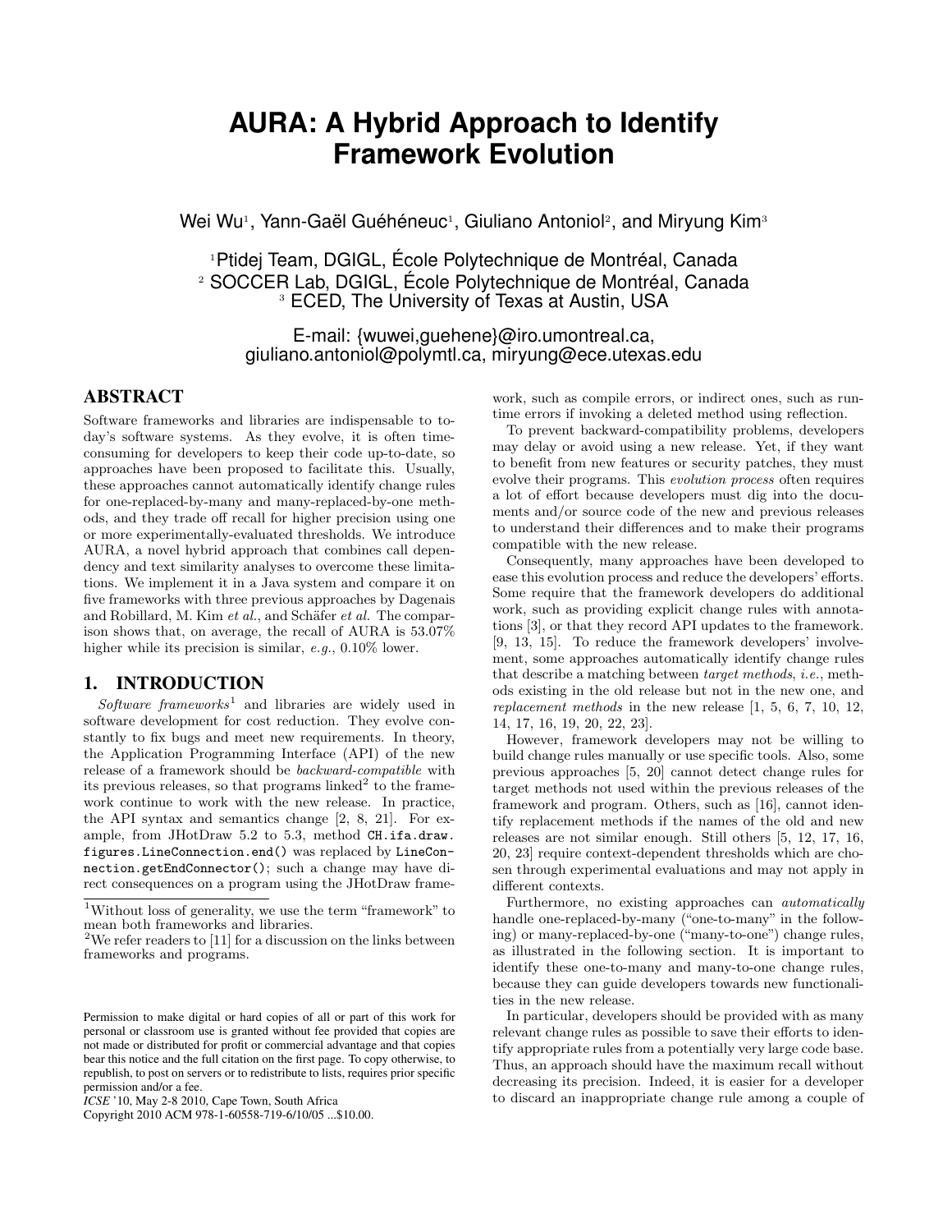# AURA: A Hybrid Approach to Identify Framework Evolution

Wei Wu[1], Yann-Gaël Guéhéneuc[1], Giuliano Antoniol[2], and Miryung Kim[3]

[1]Ptidej Team, DGIGL, École Polytechnique de Montréal, Canada
[2] SOCCER Lab, DGIGL, École Polytechnique de Montréal, Canada
[3] ECED, The University of Texas at Austin, USA

E-mail: {wuwei,guehene}@iro.umontreal.ca, giuliano.antoniol@polymtl.ca, miryung@ece.utexas.edu

## ABSTRACT

Software frameworks and libraries are indispensable to today's software systems. As they evolve, it is often time-consuming for developers to keep their code up-to-date, so approaches have been proposed to facilitate this. Usually, these approaches cannot automatically identify change rules for one-replaced-by-many and many-replaced-by-one methods, and they trade off recall for higher precision using one or more experimentally-evaluated thresholds. We introduce AURA, a novel hybrid approach that combines call dependency and text similarity analyses to overcome these limitations. We implement it in a Java system and compare it on five frameworks with three previous approaches by Dagenais and Robillard, M. Kim *et al.*, and Schäfer *et al.* The comparison shows that, on average, the recall of AURA is 53.07% higher while its precision is similar, *e.g.*, 0.10% lower.

## 1. INTRODUCTION

*Software frameworks*[1] and libraries are widely used in software development for cost reduction. They evolve constantly to fix bugs and meet new requirements. In theory, the Application Programming Interface (API) of the new release of a framework should be *backward-compatible* with its previous releases, so that programs linked[2] to the framework continue to work with the new release. In practice, the API syntax and semantics change [2, 8, 21]. For example, from JHotDraw 5.2 to 5.3, method `CH.ifa.draw.figures.LineConnection.end()` was replaced by `LineConnection.getEndConnector()`; such a change may have direct consequences on a program using the JHotDraw framework, such as compile errors, or indirect ones, such as runtime errors if invoking a deleted method using reflection.

To prevent backward-compatibility problems, developers may delay or avoid using a new release. Yet, if they want to benefit from new features or security patches, they must evolve their programs. This *evolution process* often requires a lot of effort because developers must dig into the documents and/or source code of the new and previous releases to understand their differences and to make their programs compatible with the new release.

Consequently, many approaches have been developed to ease this evolution process and reduce the developers' efforts. Some require that the framework developers do additional work, such as providing explicit change rules with annotations [3], or that they record API updates to the framework. [9, 13, 15]. To reduce the framework developers' involvement, some approaches automatically identify change rules that describe a matching between *target methods*, *i.e.*, methods existing in the old release but not in the new one, and *replacement methods* in the new release [1, 5, 6, 7, 10, 12, 14, 17, 16, 19, 20, 22, 23].

However, framework developers may not be willing to build change rules manually or use specific tools. Also, some previous approaches [5, 20] cannot detect change rules for target methods not used within the previous releases of the framework and program. Others, such as [16], cannot identify replacement methods if the names of the old and new releases are not similar enough. Still others [5, 12, 17, 16, 20, 23] require context-dependent thresholds which are chosen through experimental evaluations and may not apply in different contexts.

Furthermore, no existing approaches can *automatically* handle one-replaced-by-many ("one-to-many" in the following) or many-replaced-by-one ("many-to-one") change rules, as illustrated in the following section. It is important to identify these one-to-many and many-to-one change rules, because they can guide developers towards new functionalities in the new release.

In particular, developers should be provided with as many relevant change rules as possible to save their efforts to identify appropriate rules from a potentially very large code base. Thus, an approach should have the maximum recall without decreasing its precision. Indeed, it is easier for a developer to discard an inappropriate change rule among a couple of

[1]Without loss of generality, we use the term "framework" to mean both frameworks and libraries.

[2]We refer readers to [11] for a discussion on the links between frameworks and programs.

Permission to make digital or hard copies of all or part of this work for personal or classroom use is granted without fee provided that copies are not made or distributed for profit or commercial advantage and that copies bear this notice and the full citation on the first page. To copy otherwise, to republish, to post on servers or to redistribute to lists, requires prior specific permission and/or a fee.
*ICSE* '10, May 2-8 2010, Cape Town, South Africa
Copyright 2010 ACM 978-1-60558-719-6/10/05 ...$10.00.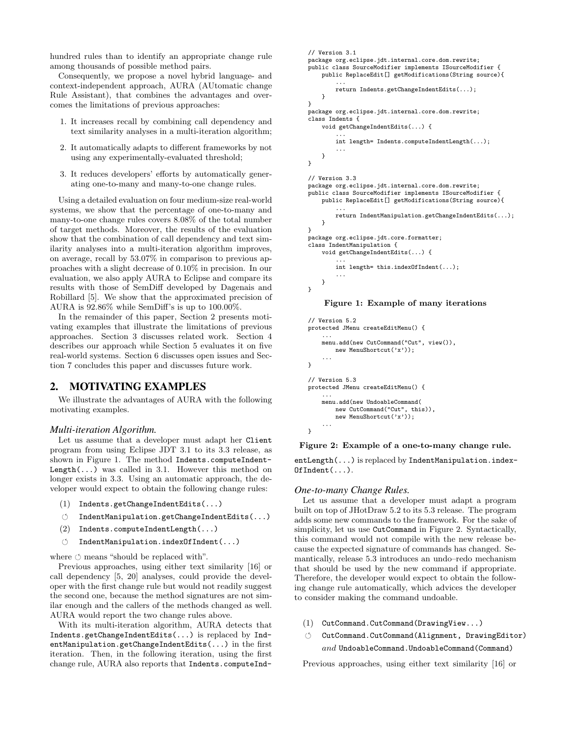hundred rules than to identify an appropriate change rule among thousands of possible method pairs.

Consequently, we propose a novel hybrid language- and context-independent approach, AURA (AUtomatic change Rule Assistant), that combines the advantages and overcomes the limitations of previous approaches:

1. It increases recall by combining call dependency and text similarity analyses in a multi-iteration algorithm;
2. It automatically adapts to different frameworks by not using any experimentally-evaluated threshold;
3. It reduces developers' efforts by automatically generating one-to-many and many-to-one change rules.

Using a detailed evaluation on four medium-size real-world systems, we show that the percentage of one-to-many and many-to-one change rules covers 8.08% of the total number of target methods. Moreover, the results of the evaluation show that the combination of call dependency and text similarity analyses into a multi-iteration algorithm improves, on average, recall by 53.07% in comparison to previous approaches with a slight decrease of 0.10% in precision. In our evaluation, we also apply AURA to Eclipse and compare its results with those of SemDiff developed by Dagenais and Robillard [5]. We show that the approximated precision of AURA is 92.86% while SemDiff's is up to 100.00%.

In the remainder of this paper, Section 2 presents motivating examples that illustrate the limitations of previous approaches. Section 3 discusses related work. Section 4 describes our approach while Section 5 evaluates it on five real-world systems. Section 6 discusses open issues and Section 7 concludes this paper and discusses future work.

## 2. MOTIVATING EXAMPLES

We illustrate the advantages of AURA with the following motivating examples.

### *Multi-iteration Algorithm.*

Let us assume that a developer must adapt her `Client` program from using Eclipse JDT 3.1 to its 3.3 release, as shown in Figure 1. The method `Indents.computeIndentLength(...)` was called in 3.1. However this method no longer exists in 3.3. Using an automatic approach, the developer would expect to obtain the following change rules:

(1) `Indents.getChangeIndentEdits(...)`
↻ `IndentManipulation.getChangeIndentEdits(...)`
(2) `Indents.computeIndentLength(...)`
↻ `IndentManipulation.indexOfIndent(...)`

where ↻ means "should be replaced with".

Previous approaches, using either text similarity [16] or call dependency [5, 20] analyses, could provide the developer with the first change rule but would not readily suggest the second one, because the method signatures are not similar enough and the callers of the methods changed as well. AURA would report the two change rules above.

With its multi-iteration algorithm, AURA detects that `Indents.getChangeIndentEdits(...)` is replaced by `IndentManipulation.getChangeIndentEdits(...)` in the first iteration. Then, in the following iteration, using the first change rule, AURA also reports that `Indents.computeIndentLength(...)` is replaced by `IndentManipulation.indexOfIndent(...)`.

```
// Version 3.1
package org.eclipse.jdt.internal.core.dom.rewrite;
public class SourceModifier implements ISourceModifier {
    public ReplaceEdit[] getModifications(String source){
        ...
        return Indents.getChangeIndentEdits(...);
    }
}
package org.eclipse.jdt.internal.core.dom.rewrite;
class Indents {
    void getChangeIndentEdits(...) {
        ...
        int length= Indents.computeIndentLength(...);
        ...
    }
}

// Version 3.3
package org.eclipse.jdt.internal.core.dom.rewrite;
public class SourceModifier implements ISourceModifier {
    public ReplaceEdit[] getModifications(String source){
        ...
        return IndentManipulation.getChangeIndentEdits(...);
    }
}
package org.eclipse.jdt.core.formatter;
class IndentManipulation {
    void getChangeIndentEdits(...) {
        ...
        int length= this.indexOfIndent(...);
        ...
    }
}
```

**Figure 1: Example of many iterations**

```
// Version 5.2
protected JMenu createEditMenu() {
    ...
    menu.add(new CutCommand("Cut", view()),
        new MenuShortcut('x'));
    ...
}

// Version 5.3
protected JMenu createEditMenu() {
    ...
    menu.add(new UndoableCommand(
        new CutCommand("Cut", this)),
        new MenuShortcut('x'));
    ...
}
```

**Figure 2: Example of a one-to-many change rule.**

### *One-to-many Change Rules.*

Let us assume that a developer must adapt a program built on top of JHotDraw 5.2 to its 5.3 release. The program adds some new commands to the framework. For the sake of simplicity, let us use `CutCommand` in Figure 2. Syntactically, this command would not compile with the new release because the expected signature of commands has changed. Semantically, release 5.3 introduces an undo–redo mechanism that should be used by the new command if appropriate. Therefore, the developer would expect to obtain the following change rule automatically, which advices the developer to consider making the command undoable.

(1) `CutCommand.CutCommand(DrawingView...)`
↻ `CutCommand.CutCommand(Alignment, DrawingEditor)` *and* `UndoableCommand.UndoableCommand(Command)`

Previous approaches, using either text similarity [16] or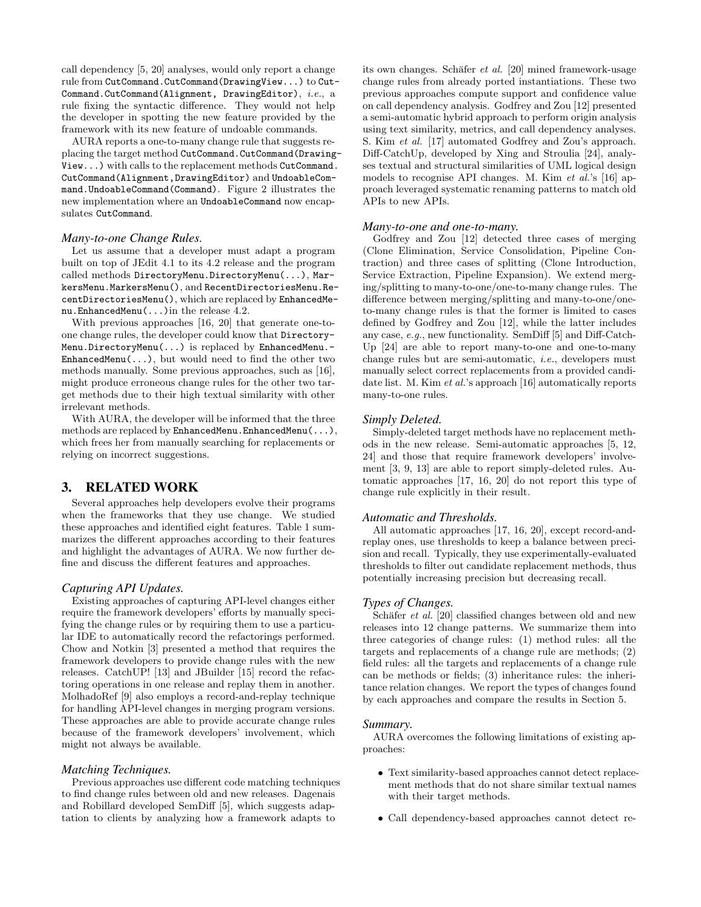call dependency [5, 20] analyses, would only report a change rule from `CutCommand.CutCommand(DrawingView...)` to `CutCommand.CutCommand(Alignment, DrawingEditor)`, *i.e.*, a rule fixing the syntactic difference. They would not help the developer in spotting the new feature provided by the framework with its new feature of undoable commands.

AURA reports a one-to-many change rule that suggests replacing the target method `CutCommand.CutCommand(DrawingView...)` with calls to the replacement methods `CutCommand.CutCommand(Alignment,DrawingEditor)` and `UndoableCommand.UndoableCommand(Command)`. Figure 2 illustrates the new implementation where an `UndoableCommand` now encapsulates `CutCommand`.

### *Many-to-one Change Rules.*

Let us assume that a developer must adapt a program built on top of JEdit 4.1 to its 4.2 release and the program called methods `DirectoryMenu.DirectoryMenu(...)`, `MarkersMenu.MarkersMenu()`, and `RecentDirectoriesMenu.RecentDirectoriesMenu()`, which are replaced by `EnhancedMenu.EnhancedMenu(...)`in the release 4.2.

With previous approaches [16, 20] that generate one-to-one change rules, the developer could know that `DirectoryMenu.DirectoryMenu(...)` is replaced by `EnhancedMenu.EnhancedMenu(...)`, but would need to find the other two methods manually. Some previous approaches, such as [16], might produce erroneous change rules for the other two target methods due to their high textual similarity with other irrelevant methods.

With AURA, the developer will be informed that the three methods are replaced by `EnhancedMenu.EnhancedMenu(...)`, which frees her from manually searching for replacements or relying on incorrect suggestions.

## 3. RELATED WORK

Several approaches help developers evolve their programs when the frameworks that they use change. We studied these approaches and identified eight features. Table 1 summarizes the different approaches according to their features and highlight the advantages of AURA. We now further define and discuss the different features and approaches.

### *Capturing API Updates.*

Existing approaches of capturing API-level changes either require the framework developers' efforts by manually specifying the change rules or by requiring them to use a particular IDE to automatically record the refactorings performed. Chow and Notkin [3] presented a method that requires the framework developers to provide change rules with the new releases. CatchUP! [13] and JBuilder [15] record the refactoring operations in one release and replay them in another. MolhadoRef [9] also employs a record-and-replay technique for handling API-level changes in merging program versions. These approaches are able to provide accurate change rules because of the framework developers' involvement, which might not always be available.

### *Matching Techniques.*

Previous approaches use different code matching techniques to find change rules between old and new releases. Dagenais and Robillard developed SemDiff [5], which suggests adaptation to clients by analyzing how a framework adapts to its own changes. Schäfer *et al.* [20] mined framework-usage change rules from already ported instantiations. These two previous approaches compute support and confidence value on call dependency analysis. Godfrey and Zou [12] presented a semi-automatic hybrid approach to perform origin analysis using text similarity, metrics, and call dependency analyses. S. Kim *et al.* [17] automated Godfrey and Zou's approach. Diff-CatchUp, developed by Xing and Stroulia [24], analyses textual and structural similarities of UML logical design models to recognise API changes. M. Kim *et al.*'s [16] approach leveraged systematic renaming patterns to match old APIs to new APIs.

### *Many-to-one and one-to-many.*

Godfrey and Zou [12] detected three cases of merging (Clone Elimination, Service Consolidation, Pipeline Contraction) and three cases of splitting (Clone Introduction, Service Extraction, Pipeline Expansion). We extend merging/splitting to many-to-one/one-to-many change rules. The difference between merging/splitting and many-to-one/one-to-many change rules is that the former is limited to cases defined by Godfrey and Zou [12], while the latter includes any case, *e.g.*, new functionality. SemDiff [5] and Diff-CatchUp [24] are able to report many-to-one and one-to-many change rules but are semi-automatic, *i.e.*, developers must manually select correct replacements from a provided candidate list. M. Kim *et al.*'s approach [16] automatically reports many-to-one rules.

### *Simply Deleted.*

Simply-deleted target methods have no replacement methods in the new release. Semi-automatic approaches [5, 12, 24] and those that require framework developers' involvement [3, 9, 13] are able to report simply-deleted rules. Automatic approaches [17, 16, 20] do not report this type of change rule explicitly in their result.

### *Automatic and Thresholds.*

All automatic approaches [17, 16, 20], except record-and-replay ones, use thresholds to keep a balance between precision and recall. Typically, they use experimentally-evaluated thresholds to filter out candidate replacement methods, thus potentially increasing precision but decreasing recall.

### *Types of Changes.*

Schäfer *et al.* [20] classified changes between old and new releases into 12 change patterns. We summarize them into three categories of change rules: (1) method rules: all the targets and replacements of a change rule are methods; (2) field rules: all the targets and replacements of a change rule can be methods or fields; (3) inheritance rules: the inheritance relation changes. We report the types of changes found by each approaches and compare the results in Section 5.

### *Summary.*

AURA overcomes the following limitations of existing approaches:

- Text similarity-based approaches cannot detect replacement methods that do not share similar textual names with their target methods.
- Call dependency-based approaches cannot detect re-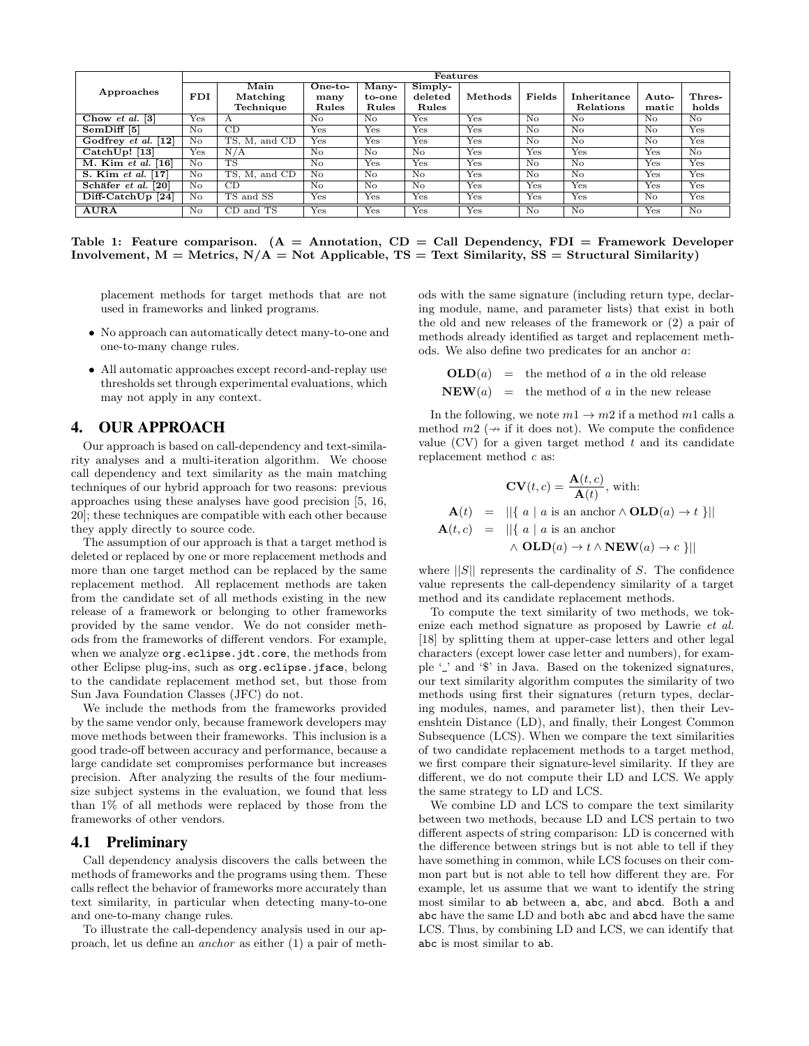| Approaches | Features | | | | | | | | | |
|---|---|---|---|---|---|---|---|---|---|---|
| | FDI | Main Matching Technique | One-to-many Rules | Many-to-one Rules | Simply-deleted Rules | Methods | Fields | Inheritance Relations | Automatic | Thresholds |
| **Chow *et al.* [3]** | Yes | A | No | No | Yes | Yes | No | No | No | No |
| **SemDiff [5]** | No | CD | Yes | Yes | Yes | Yes | No | No | No | Yes |
| **Godfrey *et al.* [12]** | No | TS, M, and CD | Yes | Yes | Yes | Yes | No | No | No | Yes |
| **CatchUp! [13]** | Yes | N/A | No | No | No | Yes | Yes | Yes | Yes | No |
| **M. Kim *et al.* [16]** | No | TS | No | Yes | Yes | Yes | No | No | Yes | Yes |
| **S. Kim *et al.* [17]** | No | TS, M, and CD | No | No | No | Yes | No | No | Yes | Yes |
| **Schäfer *et al.* [20]** | No | CD | No | No | No | Yes | Yes | Yes | Yes | Yes |
| **Diff-CatchUp [24]** | No | TS and SS | Yes | Yes | Yes | Yes | Yes | Yes | No | Yes |
| **AURA** | No | CD and TS | Yes | Yes | Yes | Yes | No | No | Yes | No |

**Table 1: Feature comparison. (A = Annotation, CD = Call Dependency, FDI = Framework Developer Involvement, M = Metrics, N/A = Not Applicable, TS = Text Similarity, SS = Structural Similarity)**

placement methods for target methods that are not used in frameworks and linked programs.

- No approach can automatically detect many-to-one and one-to-many change rules.
- All automatic approaches except record-and-replay use thresholds set through experimental evaluations, which may not apply in any context.

# 4. OUR APPROACH

Our approach is based on call-dependency and text-similarity analyses and a multi-iteration algorithm. We choose call dependency and text similarity as the main matching techniques of our hybrid approach for two reasons: previous approaches using these analyses have good precision [5, 16, 20]; these techniques are compatible with each other because they apply directly to source code.

The assumption of our approach is that a target method is deleted or replaced by one or more replacement methods and more than one target method can be replaced by the same replacement method. All replacement methods are taken from the candidate set of all methods existing in the new release of a framework or belonging to other frameworks provided by the same vendor. We do not consider methods from the frameworks of different vendors. For example, when we analyze `org.eclipse.jdt.core`, the methods from other Eclipse plug-ins, such as `org.eclipse.jface`, belong to the candidate replacement method set, but those from Sun Java Foundation Classes (JFC) do not.

We include the methods from the frameworks provided by the same vendor only, because framework developers may move methods between their frameworks. This inclusion is a good trade-off between accuracy and performance, because a large candidate set compromises performance but increases precision. After analyzing the results of the four medium-size subject systems in the evaluation, we found that less than 1% of all methods were replaced by those from the frameworks of other vendors.

## 4.1 Preliminary

Call dependency analysis discovers the calls between the methods of frameworks and the programs using them. These calls reflect the behavior of frameworks more accurately than text similarity, in particular when detecting many-to-one and one-to-many change rules.

To illustrate the call-dependency analysis used in our approach, let us define an *anchor* as either (1) a pair of methods with the same signature (including return type, declaring module, name, and parameter lists) that exist in both the old and new releases of the framework or (2) a pair of methods already identified as target and replacement methods. We also define two predicates for an anchor $a$:

$$\begin{aligned} \mathbf{OLD}(a) &= \text{ the method of } a \text{ in the old release} \\ \mathbf{NEW}(a) &= \text{ the method of } a \text{ in the new release} \end{aligned}$$

In the following, we note $m1 \rightarrow m2$ if a method $m1$ calls a method $m2$ ($\nrightarrow$ if it does not). We compute the confidence value (CV) for a given target method $t$ and its candidate replacement method $c$ as:

$$\mathbf{CV}(t, c) = \frac{\mathbf{A}(t, c)}{\mathbf{A}(t)}, \text{ with:}$$

$$\begin{aligned} \mathbf{A}(t) &= ||\{\ a \mid a \text{ is an anchor} \wedge \mathbf{OLD}(a) \rightarrow t\ \}|| \\ \mathbf{A}(t, c) &= ||\{\ a \mid a \text{ is an anchor} \\ &\quad \wedge \mathbf{OLD}(a) \rightarrow t \wedge \mathbf{NEW}(a) \rightarrow c\ \}|| \end{aligned}$$

where $||S||$ represents the cardinality of $S$. The confidence value represents the call-dependency similarity of a target method and its candidate replacement methods.

To compute the text similarity of two methods, we tokenize each method signature as proposed by Lawrie *et al.* [18] by splitting them at upper-case letters and other legal characters (except lower case letter and numbers), for example '_' and '$' in Java. Based on the tokenized signatures, our text similarity algorithm computes the similarity of two methods using first their signatures (return types, declaring modules, names, and parameter list), then their Levenshtein Distance (LD), and finally, their Longest Common Subsequence (LCS). When we compare the text similarities of two candidate replacement methods to a target method, we first compare their signature-level similarity. If they are different, we do not compute their LD and LCS. We apply the same strategy to LD and LCS.

We combine LD and LCS to compare the text similarity between two methods, because LD and LCS pertain to two different aspects of string comparison: LD is concerned with the difference between strings but is not able to tell if they have something in common, while LCS focuses on their common part but is not able to tell how different they are. For example, let us assume that we want to identify the string most similar to `ab` between `a`, `abc`, and `abcd`. Both `a` and `abc` have the same LD and both `abc` and `abcd` have the same LCS. Thus, by combining LD and LCS, we can identify that `abc` is most similar to `ab`.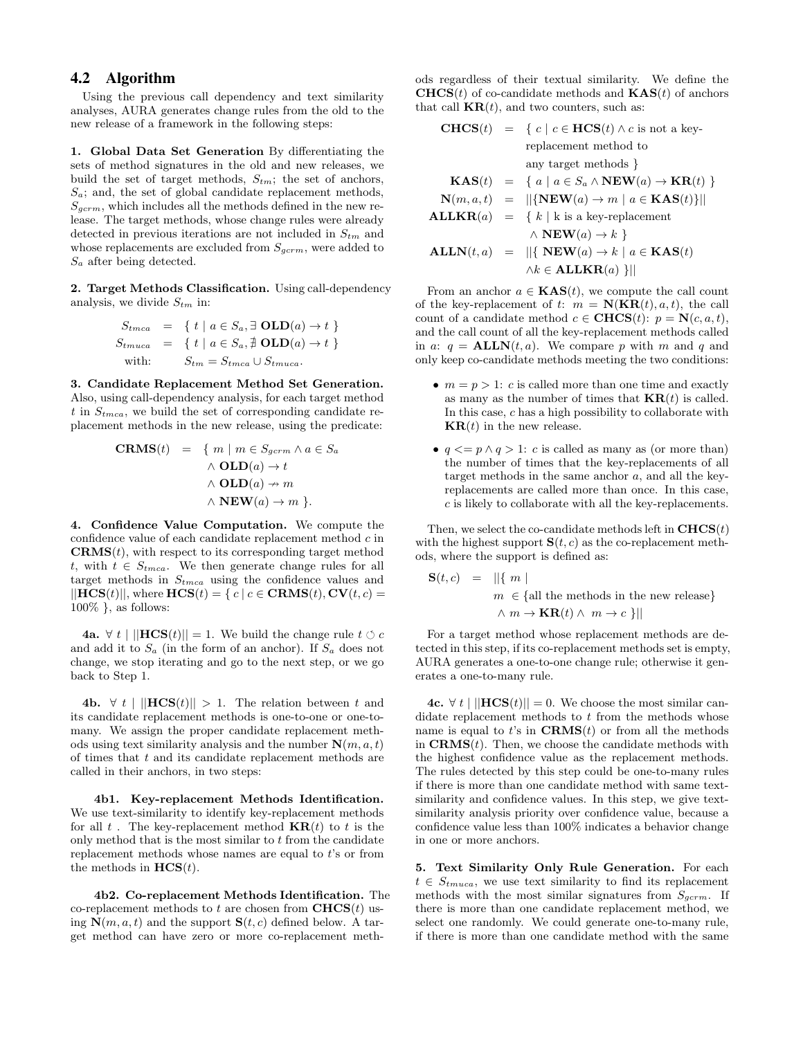## 4.2 Algorithm

Using the previous call dependency and text similarity analyses, AURA generates change rules from the old to the new release of a framework in the following steps:

**1. Global Data Set Generation** By differentiating the sets of method signatures in the old and new releases, we build the set of target methods, $S_{tm}$; the set of anchors, $S_a$; and, the set of global candidate replacement methods, $S_{gcrm}$, which includes all the methods defined in the new release. The target methods, whose change rules were already detected in previous iterations are not included in $S_{tm}$ and whose replacements are excluded from $S_{gcrm}$, were added to $S_a$ after being detected.

**2. Target Methods Classification.** Using call-dependency analysis, we divide $S_{tm}$ in:

$$
\begin{aligned}
S_{tmca} &= \{\ t \mid a \in S_a, \exists\ \mathbf{OLD}(a) \rightarrow t\ \} \\
S_{tmuca} &= \{\ t \mid a \in S_a, \nexists\ \mathbf{OLD}(a) \rightarrow t\ \} \\
\text{with:} &\quad S_{tm} = S_{tmca} \cup S_{tmuca}.
\end{aligned}
$$

**3. Candidate Replacement Method Set Generation.** Also, using call-dependency analysis, for each target method $t$ in $S_{tmca}$, we build the set of corresponding candidate replacement methods in the new release, using the predicate:

$$
\begin{aligned}
\mathbf{CRMS}(t) = \{\ m \mid\ & m \in S_{gcrm} \wedge a \in S_a \\
& \wedge\ \mathbf{OLD}(a) \rightarrow t \\
& \wedge\ \mathbf{OLD}(a) \nrightarrow m \\
& \wedge\ \mathbf{NEW}(a) \rightarrow m\ \}.
\end{aligned}
$$

**4. Confidence Value Computation.** We compute the confidence value of each candidate replacement method $c$ in $\mathbf{CRMS}(t)$, with respect to its corresponding target method $t$, with $t \in S_{tmca}$. We then generate change rules for all target methods in $S_{tmca}$ using the confidence values and $||\mathbf{HCS}(t)||$, where $\mathbf{HCS}(t) = \{\ c \mid c \in \mathbf{CRMS}(t), \mathbf{CV}(t,c) = 100\%\ \}$, as follows:

**4a.** $\forall\ t \mid ||\mathbf{HCS}(t)|| = 1$. We build the change rule $t \circlearrowleft c$ and add it to $S_a$ (in the form of an anchor). If $S_a$ does not change, we stop iterating and go to the next step, or we go back to Step 1.

**4b.** $\forall\ t \mid ||\mathbf{HCS}(t)|| > 1$. The relation between $t$ and its candidate replacement methods is one-to-one or one-to-many. We assign the proper candidate replacement methods using text similarity analysis and the number $\mathbf{N}(m, a, t)$ of times that $t$ and its candidate replacement methods are called in their anchors, in two steps:

**4b1. Key-replacement Methods Identification.** We use text-similarity to identify key-replacement methods for all $t$ . The key-replacement method $\mathbf{KR}(t)$ to $t$ is the only method that is the most similar to $t$ from the candidate replacement methods whose names are equal to $t$'s or from the methods in $\mathbf{HCS}(t)$.

**4b2. Co-replacement Methods Identification.** The co-replacement methods to $t$ are chosen from $\mathbf{CHCS}(t)$ using $\mathbf{N}(m, a, t)$ and the support $\mathbf{S}(t, c)$ defined below. A target method can have zero or more co-replacement methods regardless of their textual similarity. We define the $\mathbf{CHCS}(t)$ of co-candidate methods and $\mathbf{KAS}(t)$ of anchors that call $\mathbf{KR}(t)$, and two counters, such as:

$$
\begin{aligned}
\mathbf{CHCS}(t) &= \{\ c \mid c \in \mathbf{HCS}(t) \wedge c \text{ is not a key-replacement method to any target methods}\ \} \\
\mathbf{KAS}(t) &= \{\ a \mid a \in S_a \wedge \mathbf{NEW}(a) \rightarrow \mathbf{KR}(t)\ \} \\
\mathbf{N}(m, a, t) &= ||\{\mathbf{NEW}(a) \rightarrow m \mid a \in \mathbf{KAS}(t)\}|| \\
\mathbf{ALLKR}(a) &= \{\ k \mid \text{k is a key-replacement} \wedge \mathbf{NEW}(a) \rightarrow k\ \} \\
\mathbf{ALLN}(t, a) &= ||\{\ \mathbf{NEW}(a) \rightarrow k \mid a \in \mathbf{KAS}(t) \wedge k \in \mathbf{ALLKR}(a)\ \}||
\end{aligned}
$$

From an anchor $a \in \mathbf{KAS}(t)$, we compute the call count of the key-replacement of $t$: $m = \mathbf{N}(\mathbf{KR}(t), a, t)$, the call count of a candidate method $c \in \mathbf{CHCS}(t)$: $p = \mathbf{N}(c, a, t)$, and the call count of all the key-replacement methods called in $a$: $q = \mathbf{ALLN}(t, a)$. We compare $p$ with $m$ and $q$ and only keep co-candidate methods meeting the two conditions:

- $m = p > 1$: $c$ is called more than one time and exactly as many as the number of times that $\mathbf{KR}(t)$ is called. In this case, $c$ has a high possibility to collaborate with $\mathbf{KR}(t)$ in the new release.
- $q <= p \wedge q > 1$: $c$ is called as many as (or more than) the number of times that the key-replacements of all target methods in the same anchor $a$, and all the key-replacements are called more than once. In this case, $c$ is likely to collaborate with all the key-replacements.

Then, we select the co-candidate methods left in $\mathbf{CHCS}(t)$ with the highest support $\mathbf{S}(t, c)$ as the co-replacement methods, where the support is defined as:

$$
\begin{aligned}
\mathbf{S}(t, c) = ||\{\ m \mid\ & m \in \{\text{all the methods in the new release}\} \\
& \wedge\ m \rightarrow \mathbf{KR}(t) \wedge\ m \rightarrow c\ \}||
\end{aligned}
$$

For a target method whose replacement methods are detected in this step, if its co-replacement methods set is empty, AURA generates a one-to-one change rule; otherwise it generates a one-to-many rule.

**4c.** $\forall\ t \mid ||\mathbf{HCS}(t)|| = 0$. We choose the most similar candidate replacement methods to $t$ from the methods whose name is equal to $t$'s in $\mathbf{CRMS}(t)$ or from all the methods in $\mathbf{CRMS}(t)$. Then, we choose the candidate methods with the highest confidence value as the replacement methods. The rules detected by this step could be one-to-many rules if there is more than one candidate method with same text-similarity and confidence values. In this step, we give text-similarity analysis priority over confidence value, because a confidence value less than 100% indicates a behavior change in one or more anchors.

**5. Text Similarity Only Rule Generation.** For each $t \in S_{tmuca}$, we use text similarity to find its replacement methods with the most similar signatures from $S_{gcrm}$. If there is more than one candidate replacement method, we select one randomly. We could generate one-to-many rule, if there is more than one candidate method with the same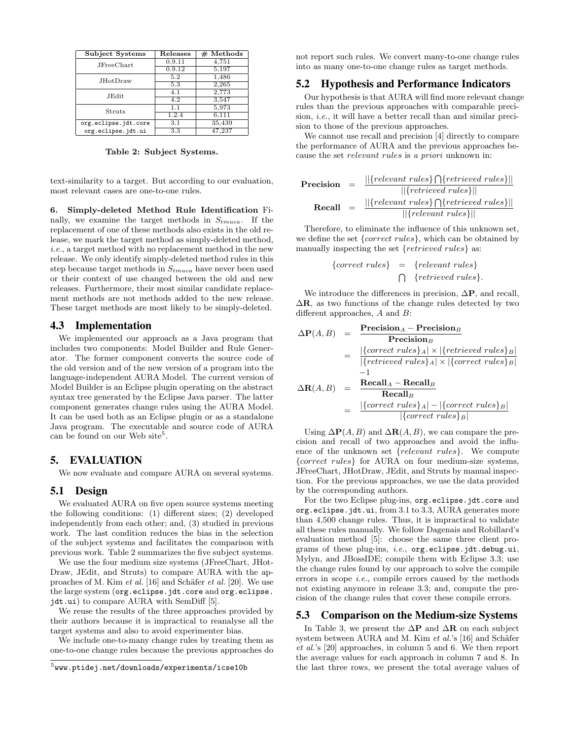| Subject Systems | Releases | # Methods |
|---|---|---|
| JFreeChart | 0.9.11 | 4,751 |
| | 0.9.12 | 5,197 |
| JHotDraw | 5.2 | 1,486 |
| | 5.3 | 2,265 |
| JEdit | 4.1 | 2,773 |
| | 4.2 | 3,547 |
| Struts | 1.1 | 5,973 |
| | 1.2.4 | 6,111 |
| org.eclipse.jdt.core | 3.1 | 35,439 |
| org.eclipse.jdt.ui | 3.3 | 47,237 |

**Table 2: Subject Systems.**

text-similarity to a target. But according to our evaluation, most relevant cases are one-to-one rules.

**6. Simply-deleted Method Rule Identification** Finally, we examine the target methods in $S_{tmuca}$. If the replacement of one of these methods also exists in the old release, we mark the target method as simply-deleted method, *i.e.*, a target method with no replacement method in the new release. We only identify simply-deleted method rules in this step because target methods in $S_{tmuca}$ have never been used or their context of use changed between the old and new releases. Furthermore, their most similar candidate replacement methods are not methods added to the new release. These target methods are most likely to be simply-deleted.

## 4.3 Implementation

We implemented our approach as a Java program that includes two components: Model Builder and Rule Generator. The former component converts the source code of the old version and of the new version of a program into the language-independent AURA Model. The current version of Model Builder is an Eclipse plugin operating on the abstract syntax tree generated by the Eclipse Java parser. The latter component generates change rules using the AURA Model. It can be used both as an Eclipse plugin or as a standalone Java program. The executable and source code of AURA can be found on our Web site[5].

# 5. EVALUATION

We now evaluate and compare AURA on several systems.

## 5.1 Design

We evaluated AURA on five open source systems meeting the following conditions: (1) different sizes; (2) developed independently from each other; and, (3) studied in previous work. The last condition reduces the bias in the selection of the subject systems and facilitates the comparison with previous work. Table 2 summarizes the five subject systems.

We use the four medium size systems (JFreeChart, JHotDraw, JEdit, and Struts) to compare AURA with the approaches of M. Kim *et al.* [16] and Schäfer *et al.* [20]. We use the large system (`org.eclipse.jdt.core` and `org.eclipse.jdt.ui`) to compare AURA with SemDiff [5].

We reuse the results of the three approaches provided by their authors because it is impractical to reanalyse all the target systems and also to avoid experimenter bias.

We include one-to-many change rules by treating them as one-to-one change rules because the previous approaches do not report such rules. We convert many-to-one change rules into as many one-to-one change rules as target methods.

[5] www.ptidej.net/downloads/experiments/icse10b

## 5.2 Hypothesis and Performance Indicators

Our hypothesis is that AURA will find more relevant change rules than the previous approaches with comparable precision, *i.e.*, it will have a better recall than and similar precision to those of the previous approaches.

We cannot use recall and precision [4] directly to compare the performance of AURA and the previous approaches because the set *relevant rules* is *a priori* unknown in:

$$\textbf{Precision} = \frac{||\{relevant\ rules\} \bigcap \{retrieved\ rules\}||}{||\{retrieved\ rules\}||}$$

$$\textbf{Recall} = \frac{||\{relevant\ rules\} \bigcap \{retrieved\ rules\}||}{||\{relevant\ rules\}||}$$

Therefore, to eliminate the influence of this unknown set, we define the set $\{correct\ rules\}$, which can be obtained by manually inspecting the set $\{retrieved\ rules\}$ as:

$$\{correct\ rules\} = \{relevant\ rules\} \bigcap \{retrieved\ rules\}.$$

We introduce the differences in precision, $\mathbf{\Delta P}$, and recall, $\mathbf{\Delta R}$, as two functions of the change rules detected by two different approaches, $A$ and $B$:

$$\begin{aligned}
\mathbf{\Delta P}(A,B) &= \frac{\textbf{Precision}_A - \textbf{Precision}_B}{\textbf{Precision}_B} \\
&= \frac{|\{correct\ rules\}_A| \times |\{retrieved\ rules\}_B|}{|\{retrieved\ rules\}_A| \times |\{correct\ rules\}_B|} \\
&\quad -1 \\
\mathbf{\Delta R}(A,B) &= \frac{\textbf{Recall}_A - \textbf{Recall}_B}{\textbf{Recall}_B} \\
&= \frac{|\{correct\ rules\}_A| - |\{correct\ rules\}_B|}{|\{correct\ rules\}_B|}
\end{aligned}$$

Using $\mathbf{\Delta P}(A,B)$ and $\mathbf{\Delta R}(A,B)$, we can compare the precision and recall of two approaches and avoid the influence of the unknown set $\{relevant\ rules\}$. We compute $\{correct\ rules\}$ for AURA on four medium-size systems, JFreeChart, JHotDraw, JEdit, and Struts by manual inspection. For the previous approaches, we use the data provided by the corresponding authors.

For the two Eclipse plug-ins, `org.eclipse.jdt.core` and `org.eclipse.jdt.ui`, from 3.1 to 3.3, AURA generates more than 4,500 change rules. Thus, it is impractical to validate all these rules manually. We follow Dagenais and Robillard's evaluation method [5]: choose the same three client programs of these plug-ins, *i.e.*, `org.eclipse.jdt.debug.ui`, Mylyn, and JBossIDE; compile them with Eclipse 3.3; use the change rules found by our approach to solve the compile errors in scope *i.e.*, compile errors caused by the methods not existing anymore in release 3.3; and, compute the precision of the change rules that cover these compile errors.

## 5.3 Comparison on the Medium-size Systems

In Table 3, we present the $\mathbf{\Delta P}$ and $\mathbf{\Delta R}$ on each subject system between AURA and M. Kim *et al.*'s [16] and Schäfer *et al.*'s [20] approaches, in column 5 and 6. We then report the average values for each approach in column 7 and 8. In the last three rows, we present the total average values of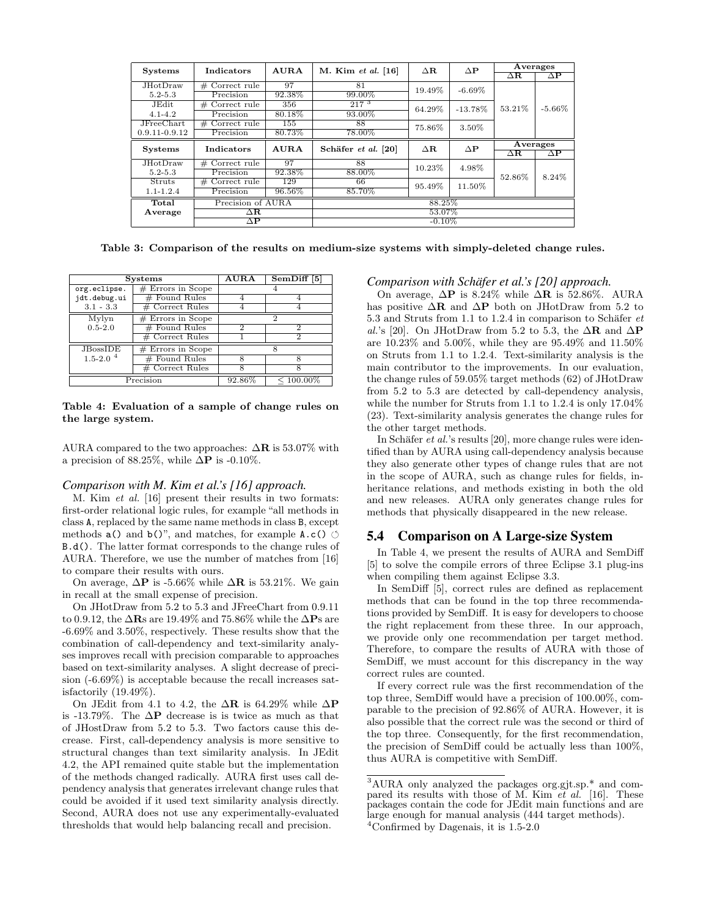| Systems | Indicators | AURA | M. Kim *et al.* [16] | ΔR | ΔP | Averages ΔR | Averages ΔP |
|---|---|---|---|---|---|---|---|
| JHotDraw 5.2-5.3 | # Correct rule | 97 | 81 | 19.49% | -6.69% | 53.21% | -5.66% |
| | Precision | 92.38% | 99.00% | | | | |
| JEdit 4.1-4.2 | # Correct rule | 356 | 217 [3] | 64.29% | -13.78% | | |
| | Precision | 80.18% | 93.00% | | | | |
| JFreeChart 0.9.11-0.9.12 | # Correct rule | 155 | 88 | 75.86% | 3.50% | | |
| | Precision | 80.73% | 78.00% | | | | |
| **Systems** | **Indicators** | **AURA** | **Schäfer *et al.* [20]** | **ΔR** | **ΔP** | **Averages ΔR** | **Averages ΔP** |
| JHotDraw 5.2-5.3 | # Correct rule | 97 | 88 | 10.23% | 4.98% | 52.86% | 8.24% |
| | Precision | 92.38% | 88.00% | | | | |
| Struts 1.1-1.2.4 | # Correct rule | 129 | 66 | 95.49% | 11.50% | | |
| | Precision | 96.56% | 85.70% | | | | |
| **Total Average** | Precision of AURA | | 88.25% | | | | |
| | ΔR | | 53.07% | | | | |
| | ΔP | | -0.10% | | | | |

**Table 3: Comparison of the results on medium-size systems with simply-deleted change rules.**

| Systems | | AURA | SemDiff [5] |
|---|---|---|---|
| `org.eclipse.` `jdt.debug.ui` 3.1 - 3.3 | # Errors in Scope | 4 | |
| | # Found Rules | 4 | 4 |
| | # Correct Rules | 4 | 4 |
| Mylyn 0.5-2.0 | # Errors in Scope | 2 | |
| | # Found Rules | 2 | 2 |
| | # Correct Rules | 1 | 2 |
| JBossIDE 1.5-2.0 [4] | # Errors in Scope | 8 | |
| | # Found Rules | 8 | 8 |
| | # Correct Rules | 8 | 8 |
| Precision | | 92.86% | ≤ 100.00% |

**Table 4: Evaluation of a sample of change rules on the large system.**

AURA compared to the two approaches: **ΔR** is 53.07% with a precision of 88.25%, while **ΔP** is -0.10%.

### *Comparison with M. Kim et al.'s [16] approach.*

M. Kim *et al.* [16] present their results in two formats: first-order relational logic rules, for example "all methods in class `A`, replaced by the same name methods in class `B`, except methods `a()` and `b()`", and matches, for example `A.c()` ↻ `B.d()`. The latter format corresponds to the change rules of AURA. Therefore, we use the number of matches from [16] to compare their results with ours.

On average, **ΔP** is -5.66% while **ΔR** is 53.21%. We gain in recall at the small expense of precision.

On JHotDraw from 5.2 to 5.3 and JFreeChart from 0.9.11 to 0.9.12, the **ΔR**s are 19.49% and 75.86% while the **ΔP**s are -6.69% and 3.50%, respectively. These results show that the combination of call-dependency and text-similarity analyses improves recall with precision comparable to approaches based on text-similarity analyses. A slight decrease of precision (-6.69%) is acceptable because the recall increases satisfactorily (19.49%).

On JEdit from 4.1 to 4.2, the **ΔR** is 64.29% while **ΔP** is -13.79%. The **ΔP** decrease is is twice as much as that of JHostDraw from 5.2 to 5.3. Two factors cause this decrease. First, call-dependency analysis is more sensitive to structural changes than text similarity analysis. In JEdit 4.2, the API remained quite stable but the implementation of the methods changed radically. AURA first uses call dependency analysis that generates irrelevant change rules that could be avoided if it used text similarity analysis directly. Second, AURA does not use any experimentally-evaluated thresholds that would help balancing recall and precision.

### *Comparison with Schäfer et al.'s [20] approach.*

On average, **ΔP** is 8.24% while **ΔR** is 52.86%. AURA has positive **ΔR** and **ΔP** both on JHotDraw from 5.2 to 5.3 and Struts from 1.1 to 1.2.4 in comparison to Schäfer *et al.*'s [20]. On JHotDraw from 5.2 to 5.3, the **ΔR** and **ΔP** are 10.23% and 5.00%, while they are 95.49% and 11.50% on Struts from 1.1 to 1.2.4. Text-similarity analysis is the main contributor to the improvements. In our evaluation, the change rules of 59.05% target methods (62) of JHotDraw from 5.2 to 5.3 are detected by call-dependency analysis, while the number for Struts from 1.1 to 1.2.4 is only 17.04% (23). Text-similarity analysis generates the change rules for the other target methods.

In Schäfer *et al.*'s results [20], more change rules were identified than by AURA using call-dependency analysis because they also generate other types of change rules that are not in the scope of AURA, such as change rules for fields, inheritance relations, and methods existing in both the old and new releases. AURA only generates change rules for methods that physically disappeared in the new release.

## 5.4 Comparison on A Large-size System

In Table 4, we present the results of AURA and SemDiff [5] to solve the compile errors of three Eclipse 3.1 plug-ins when compiling them against Eclipse 3.3.

In SemDiff [5], correct rules are defined as replacement methods that can be found in the top three recommendations provided by SemDiff. It is easy for developers to choose the right replacement from these three. In our approach, we provide only one recommendation per target method. Therefore, to compare the results of AURA with those of SemDiff, we must account for this discrepancy in the way correct rules are counted.

If every correct rule was the first recommendation of the top three, SemDiff would have a precision of 100.00%, comparable to the precision of 92.86% of AURA. However, it is also possible that the correct rule was the second or third of the top three. Consequently, for the first recommendation, the precision of SemDiff could be actually less than 100%, thus AURA is competitive with SemDiff.

[3] AURA only analyzed the packages org.gjt.sp.* and compared its results with those of M. Kim *et al.* [16]. These packages contain the code for JEdit main functions and are large enough for manual analysis (444 target methods).

[4] Confirmed by Dagenais, it is 1.5-2.0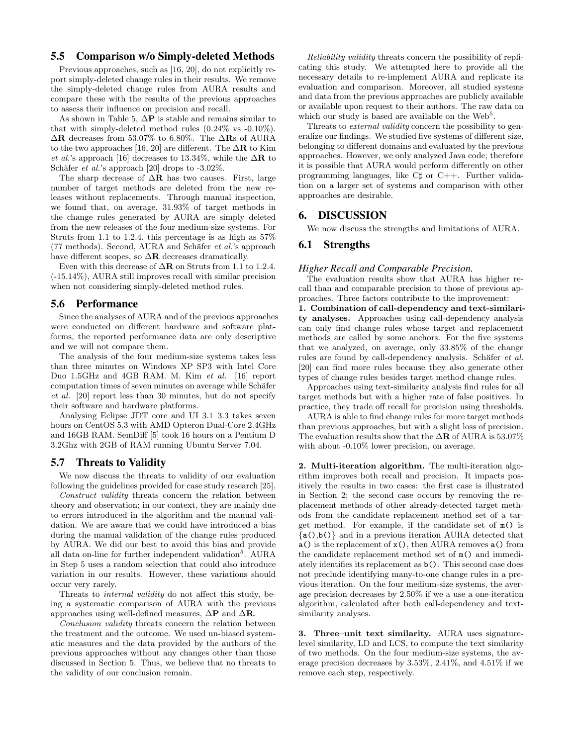## 5.5 Comparison w/o Simply-deleted Methods

Previous approaches, such as [16, 20], do not explicitly report simply-deleted change rules in their results. We remove the simply-deleted change rules from AURA results and compare these with the results of the previous approaches to assess their influence on precision and recall.

As shown in Table 5, $\Delta\mathbf{P}$ is stable and remains similar to that with simply-deleted method rules (0.24% vs -0.10%). $\Delta\mathbf{R}$ decreases from 53.07% to 6.80%. The $\Delta\mathbf{R}$s of AURA to the two approaches [16, 20] are different. The $\Delta\mathbf{R}$ to Kim *et al.*'s approach [16] decreases to 13.34%, while the $\Delta\mathbf{R}$ to Schäfer *et al.*'s approach [20] drops to -3.02%.

The sharp decrease of $\Delta\mathbf{R}$ has two causes. First, large number of target methods are deleted from the new releases without replacements. Through manual inspection, we found that, on average, 31.93% of target methods in the change rules generated by AURA are simply deleted from the new releases of the four medium-size systems. For Struts from 1.1 to 1.2.4, this percentage is as high as 57% (77 methods). Second, AURA and Schäfer *et al.*'s approach have different scopes, so $\Delta\mathbf{R}$ decreases dramatically.

Even with this decrease of $\Delta\mathbf{R}$ on Struts from 1.1 to 1.2.4. (-15.14%), AURA still improves recall with similar precision when not considering simply-deleted method rules.

## 5.6 Performance

Since the analyses of AURA and of the previous approaches were conducted on different hardware and software platforms, the reported performance data are only descriptive and we will not compare them.

The analysis of the four medium-size systems takes less than three minutes on Windows XP SP3 with Intel Core Duo 1.5GHz and 4GB RAM. M. Kim *et al.* [16] report computation times of seven minutes on average while Schäfer *et al.* [20] report less than 30 minutes, but do not specify their software and hardware platforms.

Analysing Eclipse JDT core and UI 3.1–3.3 takes seven hours on CentOS 5.3 with AMD Opteron Dual-Core 2.4GHz and 16GB RAM. SemDiff [5] took 16 hours on a Pentium D 3.2Ghz with 2GB of RAM running Ubuntu Server 7.04.

## 5.7 Threats to Validity

We now discuss the threats to validity of our evaluation following the guidelines provided for case study research [25].

*Construct validity* threats concern the relation between theory and observation; in our context, they are mainly due to errors introduced in the algorithm and the manual validation. We are aware that we could have introduced a bias during the manual validation of the change rules produced by AURA. We did our best to avoid this bias and provide all data on-line for further independent validation[5]. AURA in Step 5 uses a random selection that could also introduce variation in our results. However, these variations should occur very rarely.

Threats to *internal validity* do not affect this study, being a systematic comparison of AURA with the previous approaches using well-defined measures, $\Delta\mathbf{P}$ and $\Delta\mathbf{R}$.

*Conclusion validity* threats concern the relation between the treatment and the outcome. We used un-biased systematic measures and the data provided by the authors of the previous approaches without any changes other than those discussed in Section 5. Thus, we believe that no threats to the validity of our conclusion remain.

*Reliability validity* threats concern the possibility of replicating this study. We attempted here to provide all the necessary details to re-implement AURA and replicate its evaluation and comparison. Moreover, all studied systems and data from the previous approaches are publicly available or available upon request to their authors. The raw data on which our study is based are available on the Web[5].

Threats to *external validity* concern the possibility to generalize our findings. We studied five systems of different size, belonging to different domains and evaluated by the previous approaches. However, we only analyzed Java code; therefore it is possible that AURA would perform differently on other programming languages, like C♯ or C++. Further validation on a larger set of systems and comparison with other approaches are desirable.

# 6. DISCUSSION

We now discuss the strengths and limitations of AURA.

## 6.1 Strengths

### *Higher Recall and Comparable Precision.*

The evaluation results show that AURA has higher recall than and comparable precision to those of previous approaches. Three factors contribute to the improvement:

**1. Combination of call-dependency and text-similarity analyses.** Approaches using call-dependency analysis can only find change rules whose target and replacement methods are called by some anchors. For the five systems that we analyzed, on average, only 33.85% of the change rules are found by call-dependency analysis. Schäfer *et al.* [20] can find more rules because they also generate other types of change rules besides target method change rules.

Approaches using text-similarity analysis find rules for all target methods but with a higher rate of false positives. In practice, they trade off recall for precision using thresholds.

AURA is able to find change rules for more target methods than previous approaches, but with a slight loss of precision. The evaluation results show that the $\Delta\mathbf{R}$ of AURA is 53.07% with about -0.10% lower precision, on average.

**2. Multi-iteration algorithm.** The multi-iteration algorithm improves both recall and precision. It impacts positively the results in two cases: the first case is illustrated in Section 2; the second case occurs by removing the replacement methods of other already-detected target methods from the candidate replacement method set of a target method. For example, if the candidate set of `m()` is `{a(),b()}` and in a previous iteration AURA detected that `a()` is the replacement of `x()`, then AURA removes `a()` from the candidate replacement method set of `m()` and immediately identifies its replacement as `b()`. This second case does not preclude identifying many-to-one change rules in a previous iteration. On the four medium-size systems, the average precision decreases by 2.50% if we a use a one-iteration algorithm, calculated after both call-dependency and text-similarity analyses.

**3. Three–unit text similarity.** AURA uses signature-level similarity, LD and LCS, to compute the text similarity of two methods. On the four medium-size systems, the average precision decreases by 3.53%, 2.41%, and 4.51% if we remove each step, respectively.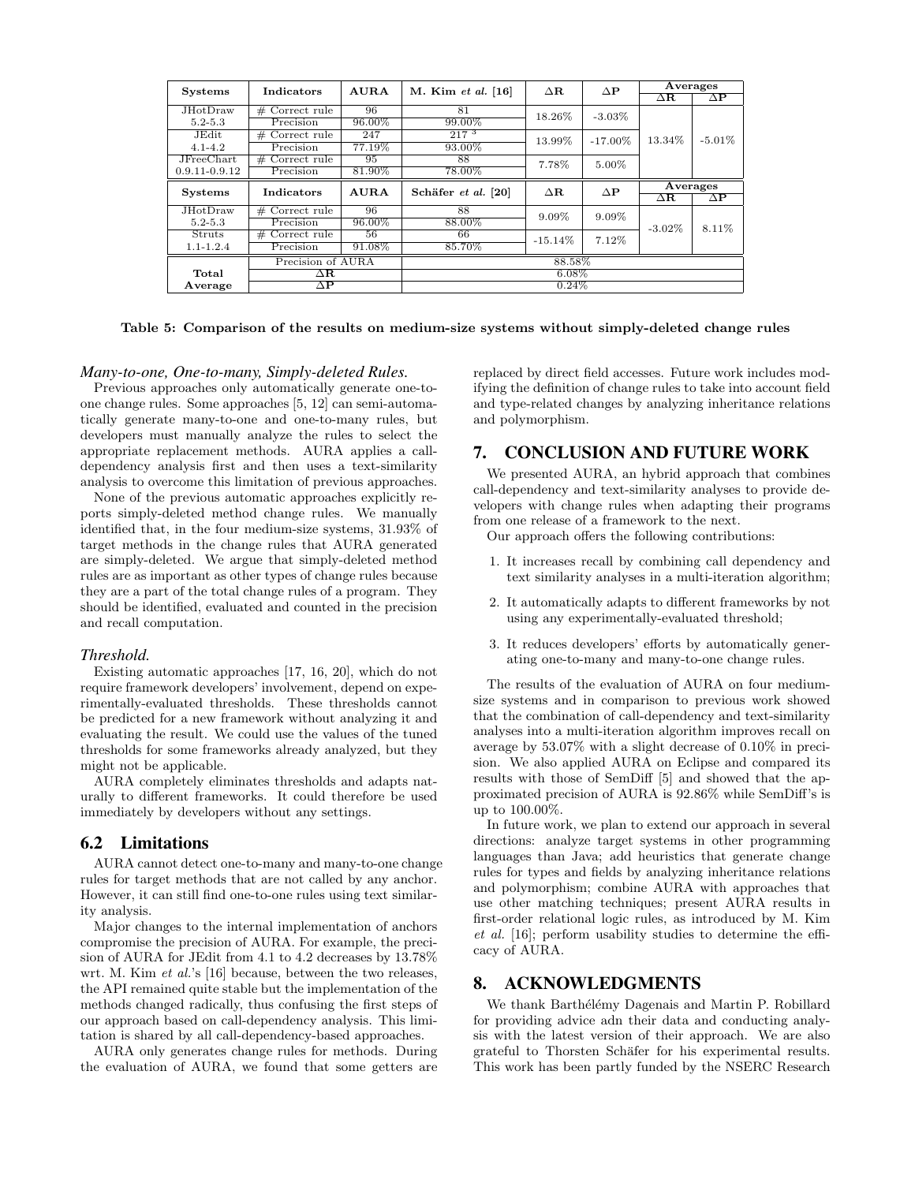| Systems | Indicators | AURA | M. Kim *et al.* [16] | ΔR | ΔP | Averages ΔR | Averages ΔP |
|---|---|---|---|---|---|---|---|
| JHotDraw 5.2-5.3 | # Correct rule | 96 | 81 | 18.26% | -3.03% | 13.34% | -5.01% |
| | Precision | 96.00% | 99.00% | | | | |
| JEdit 4.1-4.2 | # Correct rule | 247 | 217 [3] | 13.99% | -17.00% | | |
| | Precision | 77.19% | 93.00% | | | | |
| JFreeChart 0.9.11-0.9.12 | # Correct rule | 95 | 88 | 7.78% | 5.00% | | |
| | Precision | 81.90% | 78.00% | | | | |
| **Systems** | **Indicators** | **AURA** | **Schäfer *et al.* [20]** | **ΔR** | **ΔP** | **Averages ΔR** | **Averages ΔP** |
| JHotDraw 5.2-5.3 | # Correct rule | 96 | 88 | 9.09% | 9.09% | -3.02% | 8.11% |
| | Precision | 96.00% | 88.00% | | | | |
| Struts 1.1-1.2.4 | # Correct rule | 56 | 66 | -15.14% | 7.12% | | |
| | Precision | 91.08% | 85.70% | | | | |
| **Total Average** | Precision of AURA | 88.58% | | | | | |
| | ΔR | 6.08% | | | | | |
| | ΔP | 0.24% | | | | | |

**Table 5: Comparison of the results on medium-size systems without simply-deleted change rules**

### *Many-to-one, One-to-many, Simply-deleted Rules.*

Previous approaches only automatically generate one-to-one change rules. Some approaches [5, 12] can semi-automatically generate many-to-one and one-to-many rules, but developers must manually analyze the rules to select the appropriate replacement methods. AURA applies a call-dependency analysis first and then uses a text-similarity analysis to overcome this limitation of previous approaches.

None of the previous automatic approaches explicitly reports simply-deleted method change rules. We manually identified that, in the four medium-size systems, 31.93% of target methods in the change rules that AURA generated are simply-deleted. We argue that simply-deleted method rules are as important as other types of change rules because they are a part of the total change rules of a program. They should be identified, evaluated and counted in the precision and recall computation.

### *Threshold.*

Existing automatic approaches [17, 16, 20], which do not require framework developers' involvement, depend on experimentally-evaluated thresholds. These thresholds cannot be predicted for a new framework without analyzing it and evaluating the result. We could use the values of the tuned thresholds for some frameworks already analyzed, but they might not be applicable.

AURA completely eliminates thresholds and adapts naturally to different frameworks. It could therefore be used immediately by developers without any settings.

## 6.2 Limitations

AURA cannot detect one-to-many and many-to-one change rules for target methods that are not called by any anchor. However, it can still find one-to-one rules using text similarity analysis.

Major changes to the internal implementation of anchors compromise the precision of AURA. For example, the precision of AURA for JEdit from 4.1 to 4.2 decreases by 13.78% wrt. M. Kim *et al.*'s [16] because, between the two releases, the API remained quite stable but the implementation of the methods changed radically, thus confusing the first steps of our approach based on call-dependency analysis. This limitation is shared by all call-dependency-based approaches.

AURA only generates change rules for methods. During the evaluation of AURA, we found that some getters are replaced by direct field accesses. Future work includes modifying the definition of change rules to take into account field and type-related changes by analyzing inheritance relations and polymorphism.

# 7. CONCLUSION AND FUTURE WORK

We presented AURA, an hybrid approach that combines call-dependency and text-similarity analyses to provide developers with change rules when adapting their programs from one release of a framework to the next.

Our approach offers the following contributions:

1. It increases recall by combining call dependency and text similarity analyses in a multi-iteration algorithm;
2. It automatically adapts to different frameworks by not using any experimentally-evaluated threshold;
3. It reduces developers' efforts by automatically generating one-to-many and many-to-one change rules.

The results of the evaluation of AURA on four medium-size systems and in comparison to previous work showed that the combination of call-dependency and text-similarity analyses into a multi-iteration algorithm improves recall on average by 53.07% with a slight decrease of 0.10% in precision. We also applied AURA on Eclipse and compared its results with those of SemDiff [5] and showed that the approximated precision of AURA is 92.86% while SemDiff's is up to 100.00%.

In future work, we plan to extend our approach in several directions: analyze target systems in other programming languages than Java; add heuristics that generate change rules for types and fields by analyzing inheritance relations and polymorphism; combine AURA with approaches that use other matching techniques; present AURA results in first-order relational logic rules, as introduced by M. Kim *et al.* [16]; perform usability studies to determine the efficacy of AURA.

# 8. ACKNOWLEDGMENTS

We thank Barthélémy Dagenais and Martin P. Robillard for providing advice adn their data and conducting analysis with the latest version of their approach. We are also grateful to Thorsten Schäfer for his experimental results. This work has been partly funded by the NSERC Research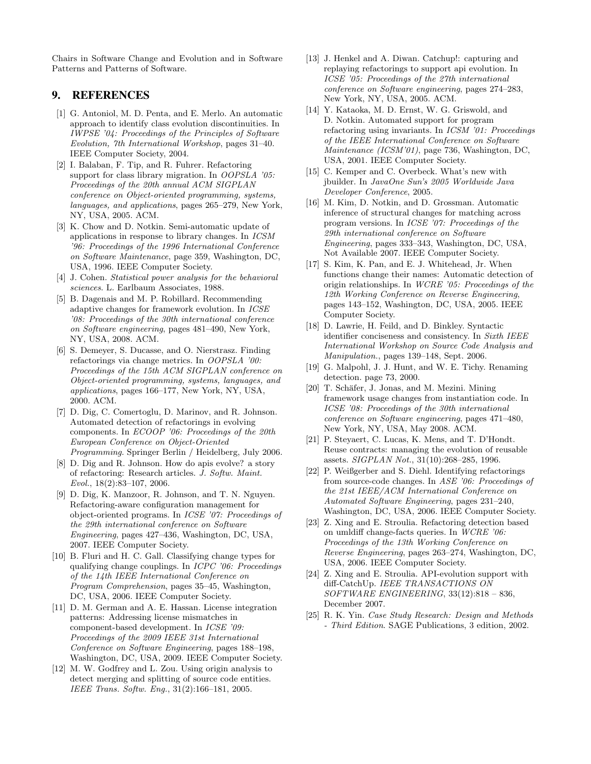Chairs in Software Change and Evolution and in Software Patterns and Patterns of Software.

## 9. REFERENCES

[1] G. Antoniol, M. D. Penta, and E. Merlo. An automatic approach to identify class evolution discontinuities. In *IWPSE '04: Proceedings of the Principles of Software Evolution, 7th International Workshop*, pages 31–40. IEEE Computer Society, 2004.

[2] I. Balaban, F. Tip, and R. Fuhrer. Refactoring support for class library migration. In *OOPSLA '05: Proceedings of the 20th annual ACM SIGPLAN conference on Object-oriented programming, systems, languages, and applications*, pages 265–279, New York, NY, USA, 2005. ACM.

[3] K. Chow and D. Notkin. Semi-automatic update of applications in response to library changes. In *ICSM '96: Proceedings of the 1996 International Conference on Software Maintenance*, page 359, Washington, DC, USA, 1996. IEEE Computer Society.

[4] J. Cohen. *Statistical power analysis for the behavioral sciences*. L. Earlbaum Associates, 1988.

[5] B. Dagenais and M. P. Robillard. Recommending adaptive changes for framework evolution. In *ICSE '08: Proceedings of the 30th international conference on Software engineering*, pages 481–490, New York, NY, USA, 2008. ACM.

[6] S. Demeyer, S. Ducasse, and O. Nierstrasz. Finding refactorings via change metrics. In *OOPSLA '00: Proceedings of the 15th ACM SIGPLAN conference on Object-oriented programming, systems, languages, and applications*, pages 166–177, New York, NY, USA, 2000. ACM.

[7] D. Dig, C. Comertoglu, D. Marinov, and R. Johnson. Automated detection of refactorings in evolving components. In *ECOOP '06: Proceedings of the 20th European Conference on Object-Oriented Programming*. Springer Berlin / Heidelberg, July 2006.

[8] D. Dig and R. Johnson. How do apis evolve? a story of refactoring: Research articles. *J. Softw. Maint. Evol.*, 18(2):83–107, 2006.

[9] D. Dig, K. Manzoor, R. Johnson, and T. N. Nguyen. Refactoring-aware configuration management for object-oriented programs. In *ICSE '07: Proceedings of the 29th international conference on Software Engineering*, pages 427–436, Washington, DC, USA, 2007. IEEE Computer Society.

[10] B. Fluri and H. C. Gall. Classifying change types for qualifying change couplings. In *ICPC '06: Proceedings of the 14th IEEE International Conference on Program Comprehension*, pages 35–45, Washington, DC, USA, 2006. IEEE Computer Society.

[11] D. M. German and A. E. Hassan. License integration patterns: Addressing license mismatches in component-based development. In *ICSE '09: Proceedings of the 2009 IEEE 31st International Conference on Software Engineering*, pages 188–198, Washington, DC, USA, 2009. IEEE Computer Society.

[12] M. W. Godfrey and L. Zou. Using origin analysis to detect merging and splitting of source code entities. *IEEE Trans. Softw. Eng.*, 31(2):166–181, 2005.

[13] J. Henkel and A. Diwan. Catchup!: capturing and replaying refactorings to support api evolution. In *ICSE '05: Proceedings of the 27th international conference on Software engineering*, pages 274–283, New York, NY, USA, 2005. ACM.

[14] Y. Kataoka, M. D. Ernst, W. G. Griswold, and D. Notkin. Automated support for program refactoring using invariants. In *ICSM '01: Proceedings of the IEEE International Conference on Software Maintenance (ICSM'01)*, page 736, Washington, DC, USA, 2001. IEEE Computer Society.

[15] C. Kemper and C. Overbeck. What's new with jbuilder. In *JavaOne Sun's 2005 Worldwide Java Developer Conference*, 2005.

[16] M. Kim, D. Notkin, and D. Grossman. Automatic inference of structural changes for matching across program versions. In *ICSE '07: Proceedings of the 29th international conference on Software Engineering*, pages 333–343, Washington, DC, USA, Not Available 2007. IEEE Computer Society.

[17] S. Kim, K. Pan, and E. J. Whitehead, Jr. When functions change their names: Automatic detection of origin relationships. In *WCRE '05: Proceedings of the 12th Working Conference on Reverse Engineering*, pages 143–152, Washington, DC, USA, 2005. IEEE Computer Society.

[18] D. Lawrie, H. Feild, and D. Binkley. Syntactic identifier conciseness and consistency. In *Sixth IEEE International Workshop on Source Code Analysis and Manipulation.*, pages 139–148, Sept. 2006.

[19] G. Malpohl, J. J. Hunt, and W. E. Tichy. Renaming detection. page 73, 2000.

[20] T. Schäfer, J. Jonas, and M. Mezini. Mining framework usage changes from instantiation code. In *ICSE '08: Proceedings of the 30th international conference on Software engineering*, pages 471–480, New York, NY, USA, May 2008. ACM.

[21] P. Steyaert, C. Lucas, K. Mens, and T. D'Hondt. Reuse contracts: managing the evolution of reusable assets. *SIGPLAN Not.*, 31(10):268–285, 1996.

[22] P. Weißgerber and S. Diehl. Identifying refactorings from source-code changes. In *ASE '06: Proceedings of the 21st IEEE/ACM International Conference on Automated Software Engineering*, pages 231–240, Washington, DC, USA, 2006. IEEE Computer Society.

[23] Z. Xing and E. Stroulia. Refactoring detection based on umldiff change-facts queries. In *WCRE '06: Proceedings of the 13th Working Conference on Reverse Engineering*, pages 263–274, Washington, DC, USA, 2006. IEEE Computer Society.

[24] Z. Xing and E. Stroulia. API-evolution support with diff-CatchUp. *IEEE TRANSACTIONS ON SOFTWARE ENGINEERING*, 33(12):818 – 836, December 2007.

[25] R. K. Yin. *Case Study Research: Design and Methods - Third Edition*. SAGE Publications, 3 edition, 2002.